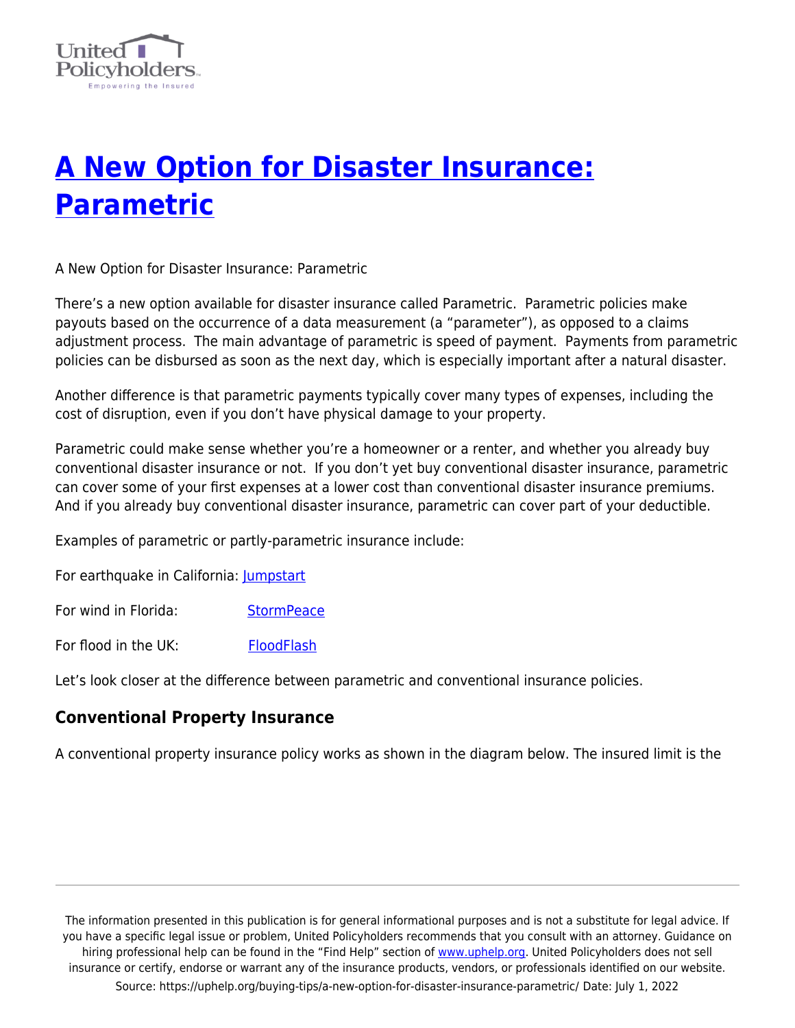# A New Option for Disaster Insurance: Parametric

A New Option for Disaster Insurance: Parametric

There's a new option available for disaster insurance called Parametric. Parametric policies make payouts based on the occurrence of a data measurement (a "parameter"), as opposed to a claims adjustment process. The main advantage of parametric is speed of payment. Payments from parametric policies can be disbursed as soon as the next day, which is especially important after a natural disaster.

Another difference is that parametric payments typically cover many types of expenses, including the cost of disruption, even if you don't have physical damage to your property.

Parametric could make sense whether you're a homeowner or a renter, and whether you already buy conventional disaster insurance or not. If you don't yet buy conventional disaster insurance, parametric can cover some of your first expenses at a lower cost than conventional disaster insurance premiums. And if you already buy conventional disaster insurance, parametric can cover part of your deductible.

Examples of parametric or partly-parametric insurance include:

For earthquake in California: Jumpstart

For wind in Florida: StormPeace

For flood in the UK: FloodFlash

Let's look closer at the difference between parametric and conventional insurance policies.

### Conventional Property Insurance

A conventional property insurance policy works as shown in the diagram below. The insured limit is the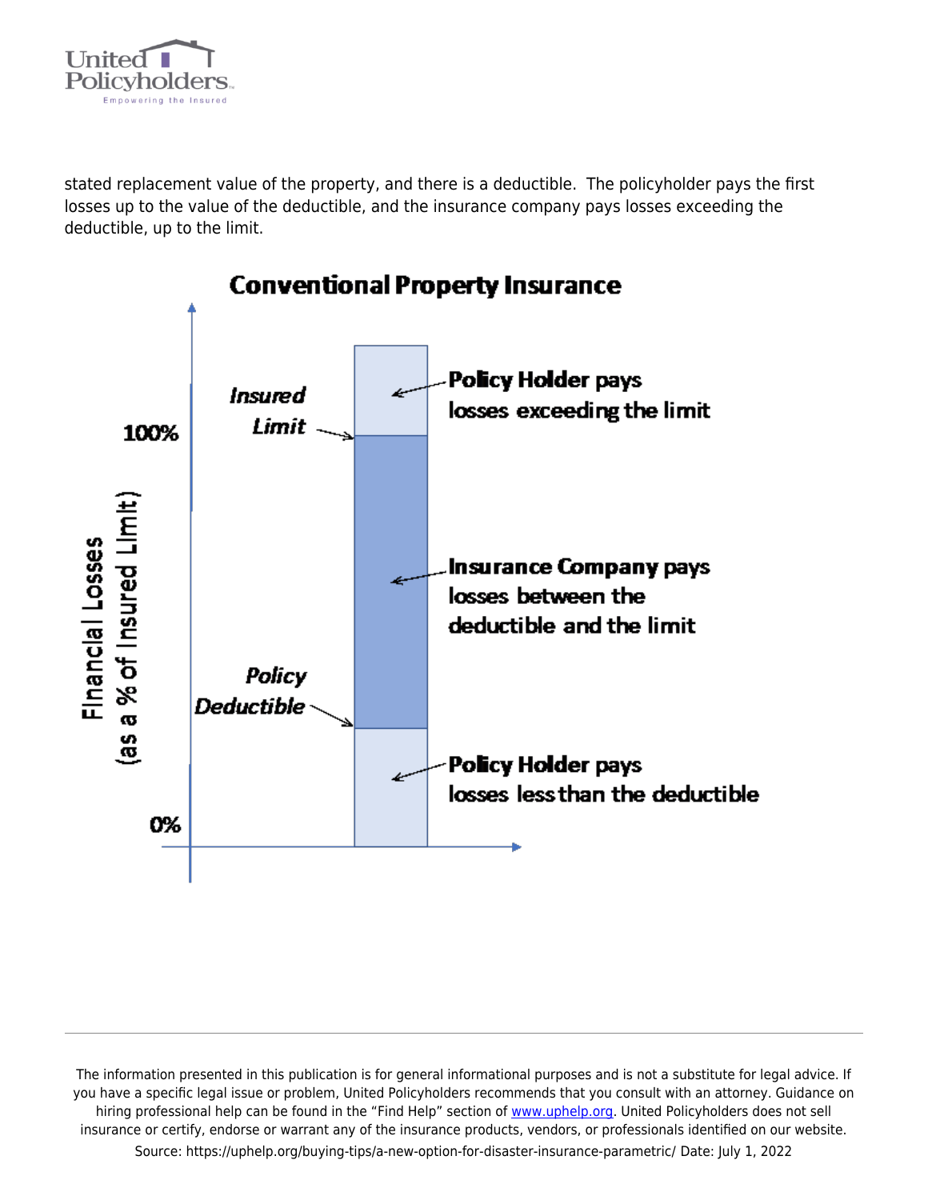stated replacement value of the property, and there is a deductible.  The policyholder pays the first losses up to the value of the deductible, and the insurance company pays losses exceeding the deductible, up to the limit.

**Conventional Property Insurance**

Financial Losses (as a % of Insured Limit)

100%

0%

*Insured Limit*

*Policy Deductible*

**Policy Holder pays** losses exceeding the limit

**Insurance Company pays** losses between the deductible and the limit

**Policy Holder pays** losses less than the deductible

---

The information presented in this publication is for general informational purposes and is not a substitute for legal advice. If you have a specific legal issue or problem, United Policyholders recommends that you consult with an attorney. Guidance on hiring professional help can be found in the "Find Help" section of www.uphelp.org. United Policyholders does not sell insurance or certify, endorse or warrant any of the insurance products, vendors, or professionals identified on our website.

Source: https://uphelp.org/buying-tips/a-new-option-for-disaster-insurance-parametric/ Date: July 1, 2022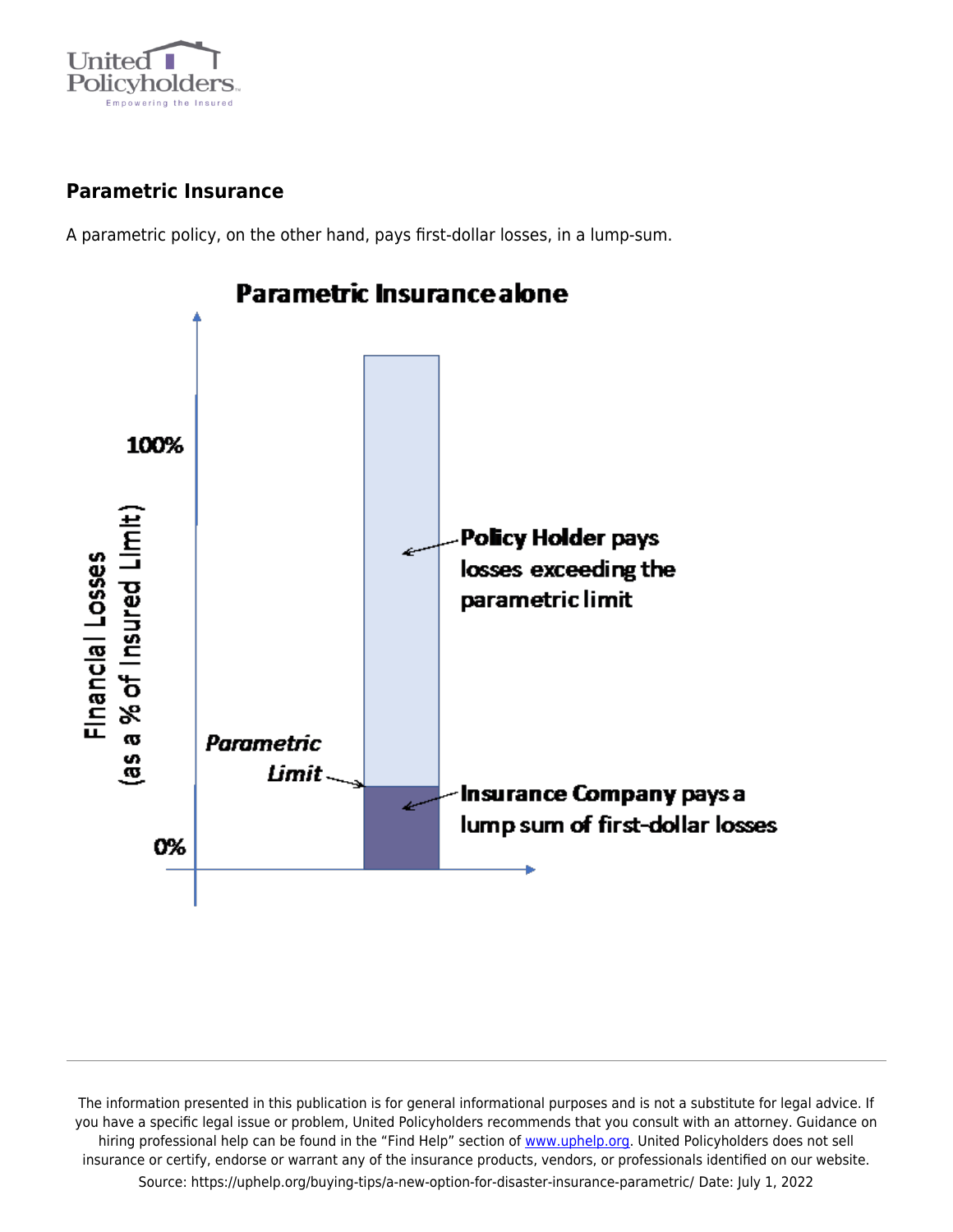### Parametric Insurance

A parametric policy, on the other hand, pays first-dollar losses, in a lump-sum.

Parametric Insurance alone

Financial Losses (as a % of Insured Limit)

100%

0%

Policy Holder pays losses exceeding the parametric limit

*Parametric Limit*

Insurance Company pays a lump sum of first-dollar losses

The information presented in this publication is for general informational purposes and is not a substitute for legal advice. If you have a specific legal issue or problem, United Policyholders recommends that you consult with an attorney. Guidance on hiring professional help can be found in the "Find Help" section of www.uphelp.org. United Policyholders does not sell insurance or certify, endorse or warrant any of the insurance products, vendors, or professionals identified on our website.

Source: https://uphelp.org/buying-tips/a-new-option-for-disaster-insurance-parametric/ Date: July 1, 2022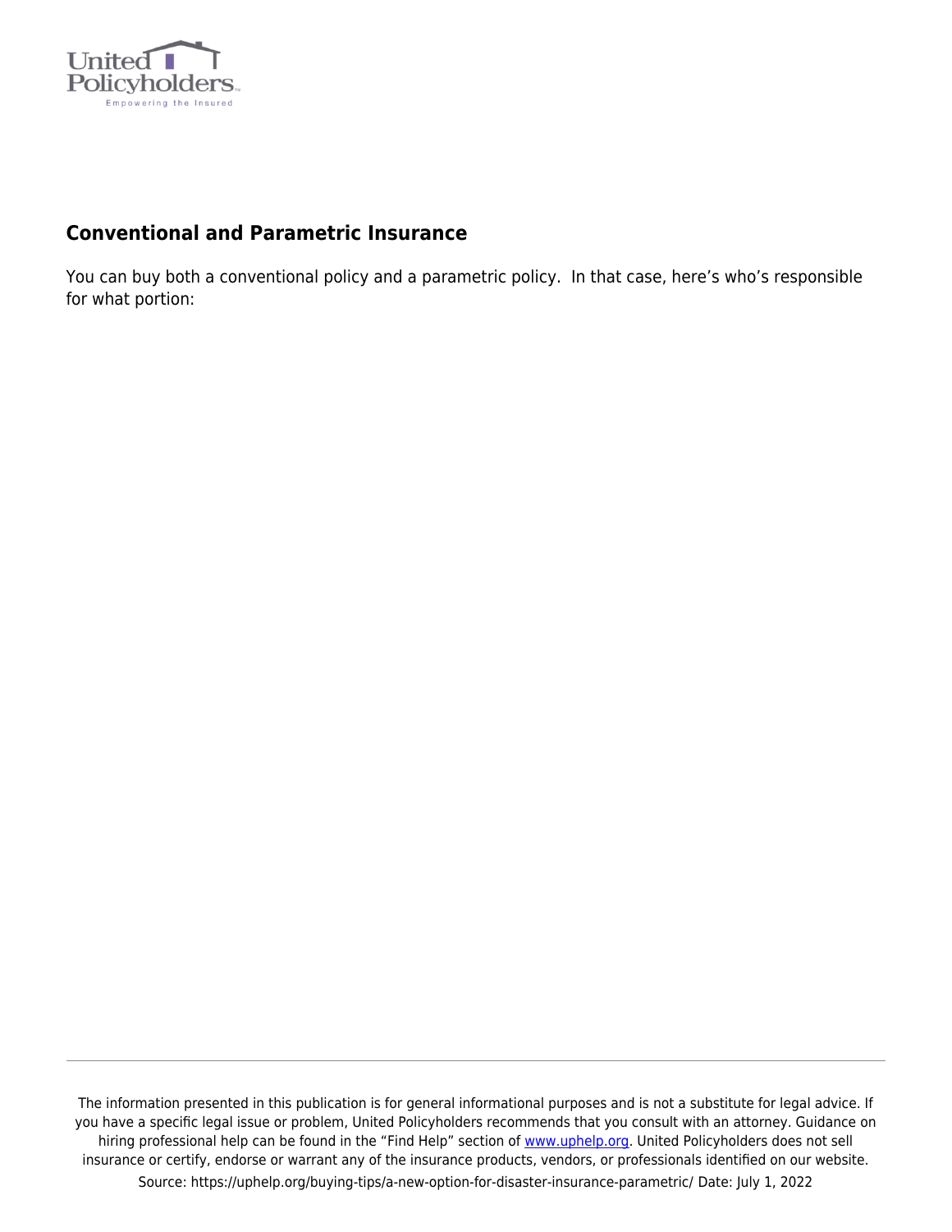## Conventional and Parametric Insurance

You can buy both a conventional policy and a parametric policy. In that case, here's who's responsible for what portion: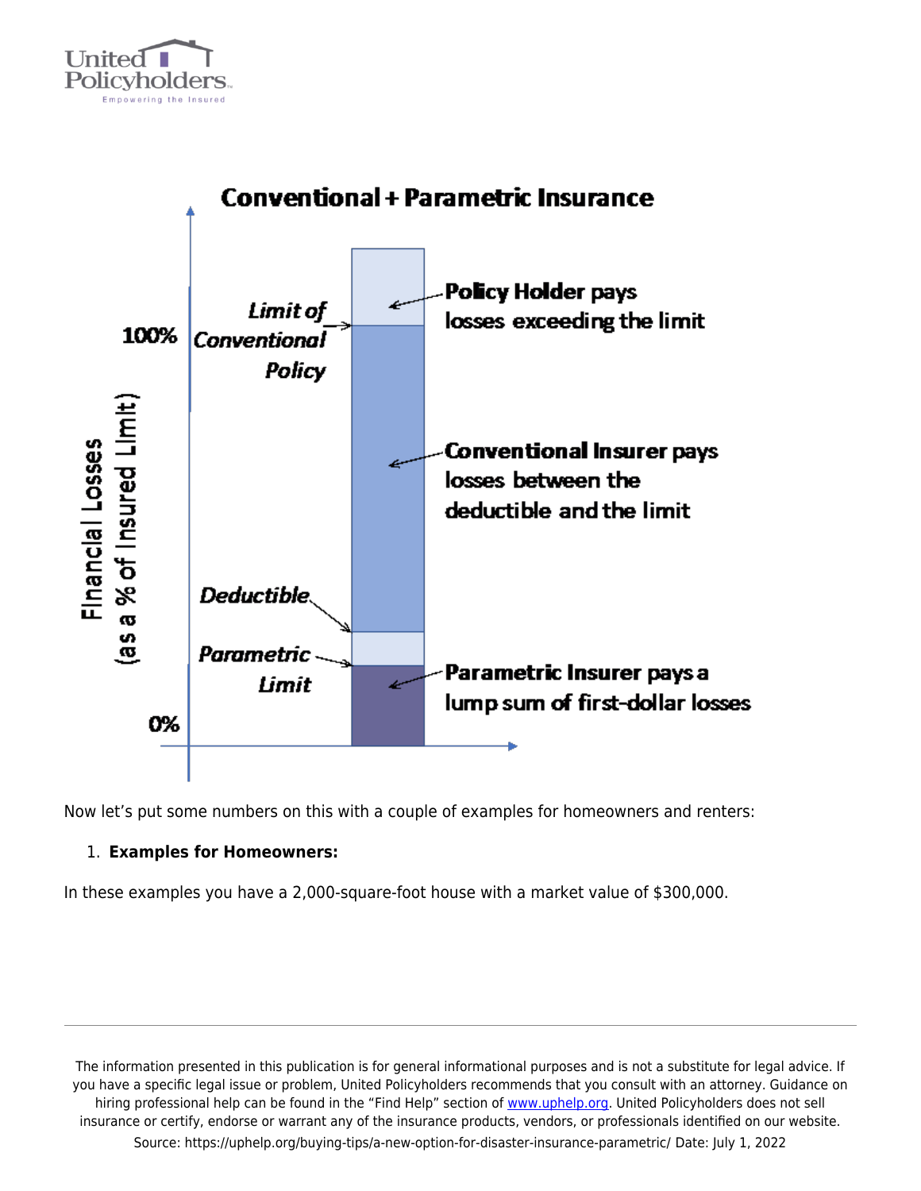Conventional + Parametric Insurance

Financial Losses (as a % of Insured Limit)

100%

0%

Limit of Conventional Policy

Deductible

Parametric Limit

Policy Holder pays losses exceeding the limit

Conventional Insurer pays losses between the deductible and the limit

Parametric Insurer pays a lump sum of first-dollar losses

Now let's put some numbers on this with a couple of examples for homeowners and renters:

1. **Examples for Homeowners:**

In these examples you have a 2,000-square-foot house with a market value of $300,000.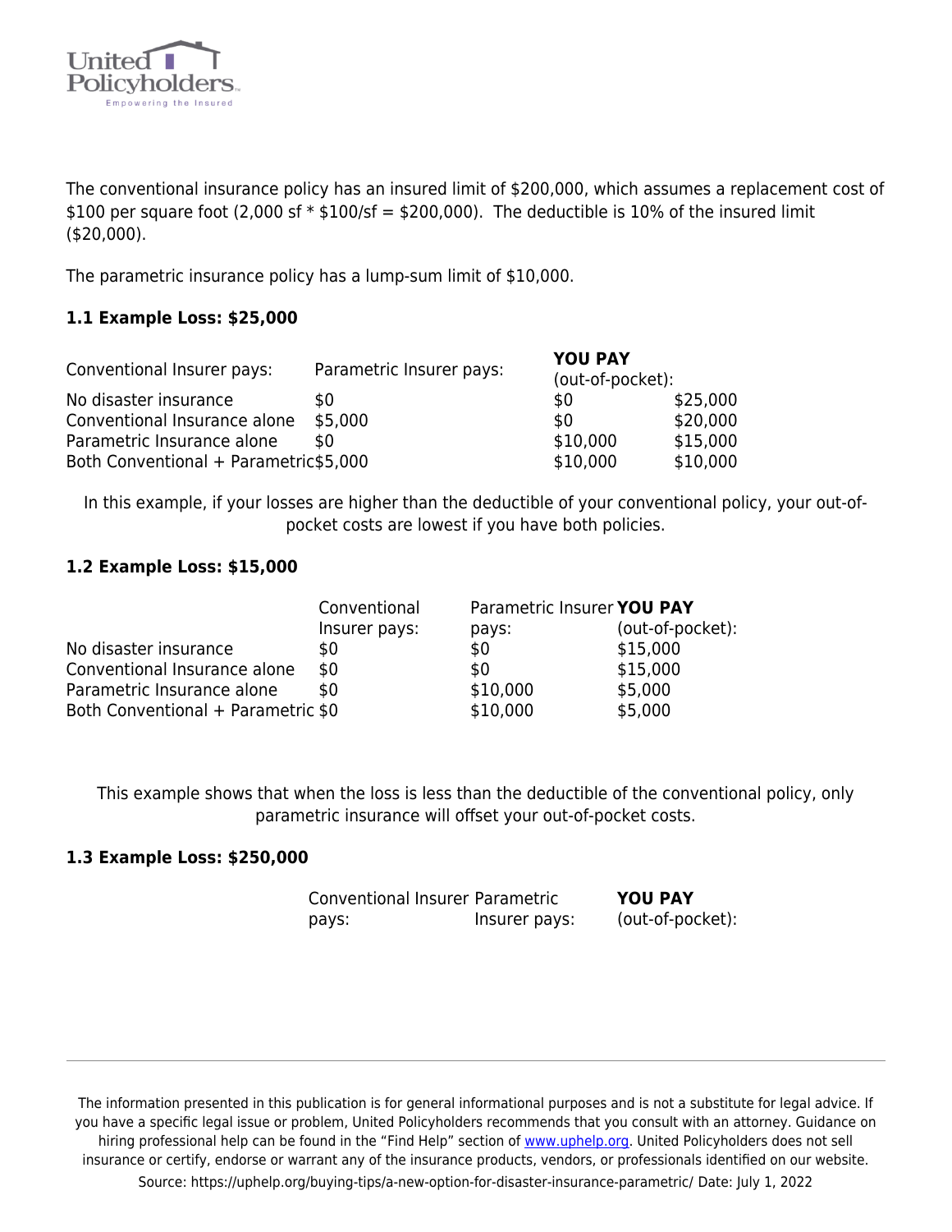The conventional insurance policy has an insured limit of $200,000, which assumes a replacement cost of $100 per square foot (2,000 sf * $100/sf = $200,000). The deductible is 10% of the insured limit ($20,000).

The parametric insurance policy has a lump-sum limit of $10,000.

### 1.1 Example Loss: $25,000

| | Conventional Insurer pays: | Parametric Insurer pays: | **YOU PAY** (out-of-pocket): |
|---|---|---|---|
| No disaster insurance | $0 | $0 | $25,000 |
| Conventional Insurance alone | $5,000 | $0 | $20,000 |
| Parametric Insurance alone | $0 | $10,000 | $15,000 |
| Both Conventional + Parametric | $5,000 | $10,000 | $10,000 |

In this example, if your losses are higher than the deductible of your conventional policy, your out-of-pocket costs are lowest if you have both policies.

### 1.2 Example Loss: $15,000

| | Conventional Insurer pays: | Parametric Insurer pays: | **YOU PAY** (out-of-pocket): |
|---|---|---|---|
| No disaster insurance | $0 | $0 | $15,000 |
| Conventional Insurance alone | $0 | $0 | $15,000 |
| Parametric Insurance alone | $0 | $10,000 | $5,000 |
| Both Conventional + Parametric | $0 | $10,000 | $5,000 |

This example shows that when the loss is less than the deductible of the conventional policy, only parametric insurance will offset your out-of-pocket costs.

### 1.3 Example Loss: $250,000

| | Conventional Insurer pays: | Parametric Insurer pays: | **YOU PAY** (out-of-pocket): |
|---|---|---|---|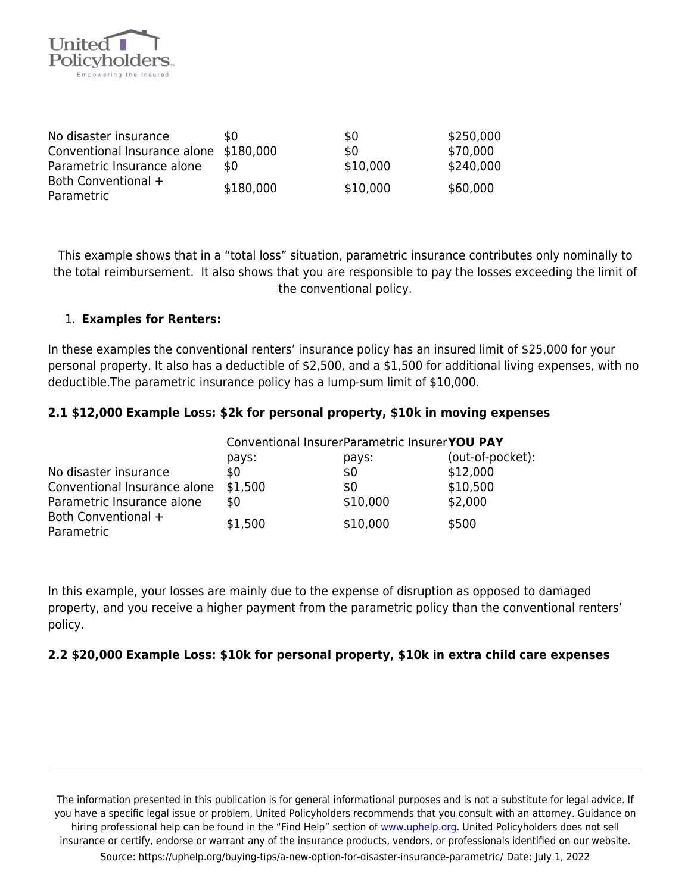| | | | |
|---|---|---|---|
| No disaster insurance | $0 | $0 | $250,000 |
| Conventional Insurance alone | $180,000 | $0 | $70,000 |
| Parametric Insurance alone | $0 | $10,000 | $240,000 |
| Both Conventional + Parametric | $180,000 | $10,000 | $60,000 |

This example shows that in a "total loss" situation, parametric insurance contributes only nominally to the total reimbursement. It also shows that you are responsible to pay the losses exceeding the limit of the conventional policy.

1. **Examples for Renters:**

In these examples the conventional renters' insurance policy has an insured limit of $25,000 for your personal property. It also has a deductible of $2,500, and a $1,500 for additional living expenses, with no deductible.The parametric insurance policy has a lump-sum limit of $10,000.

**2.1 $12,000 Example Loss: $2k for personal property, $10k in moving expenses**

| | Conventional Insurer pays: | Parametric Insurer pays: | **YOU PAY** (out-of-pocket): |
|---|---|---|---|
| No disaster insurance | $0 | $0 | $12,000 |
| Conventional Insurance alone | $1,500 | $0 | $10,500 |
| Parametric Insurance alone | $0 | $10,000 | $2,000 |
| Both Conventional + Parametric | $1,500 | $10,000 | $500 |

In this example, your losses are mainly due to the expense of disruption as opposed to damaged property, and you receive a higher payment from the parametric policy than the conventional renters' policy.

**2.2 $20,000 Example Loss: $10k for personal property, $10k in extra child care expenses**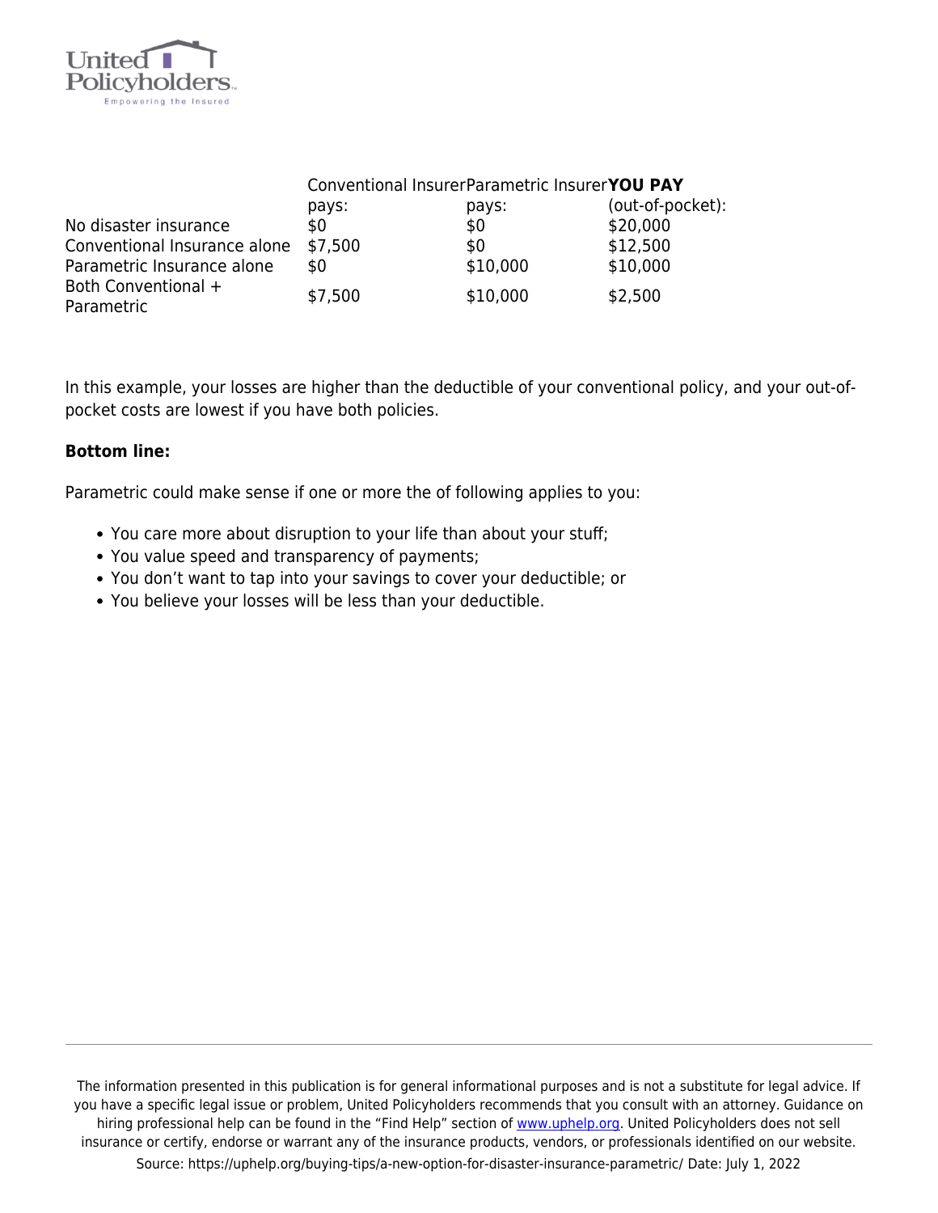| | Conventional Insurer pays: | Parametric Insurer pays: | **YOU PAY** (out-of-pocket): |
|---|---|---|---|
| No disaster insurance | $0 | $0 | $20,000 |
| Conventional Insurance alone | $7,500 | $0 | $12,500 |
| Parametric Insurance alone | $0 | $10,000 | $10,000 |
| Both Conventional + Parametric | $7,500 | $10,000 | $2,500 |

In this example, your losses are higher than the deductible of your conventional policy, and your out-of-pocket costs are lowest if you have both policies.

**Bottom line:**

Parametric could make sense if one or more the of following applies to you:

- You care more about disruption to your life than about your stuff;
- You value speed and transparency of payments;
- You don't want to tap into your savings to cover your deductible; or
- You believe your losses will be less than your deductible.

---

The information presented in this publication is for general informational purposes and is not a substitute for legal advice. If you have a specific legal issue or problem, United Policyholders recommends that you consult with an attorney. Guidance on hiring professional help can be found in the "Find Help" section of www.uphelp.org. United Policyholders does not sell insurance or certify, endorse or warrant any of the insurance products, vendors, or professionals identified on our website.

Source: https://uphelp.org/buying-tips/a-new-option-for-disaster-insurance-parametric/ Date: July 1, 2022